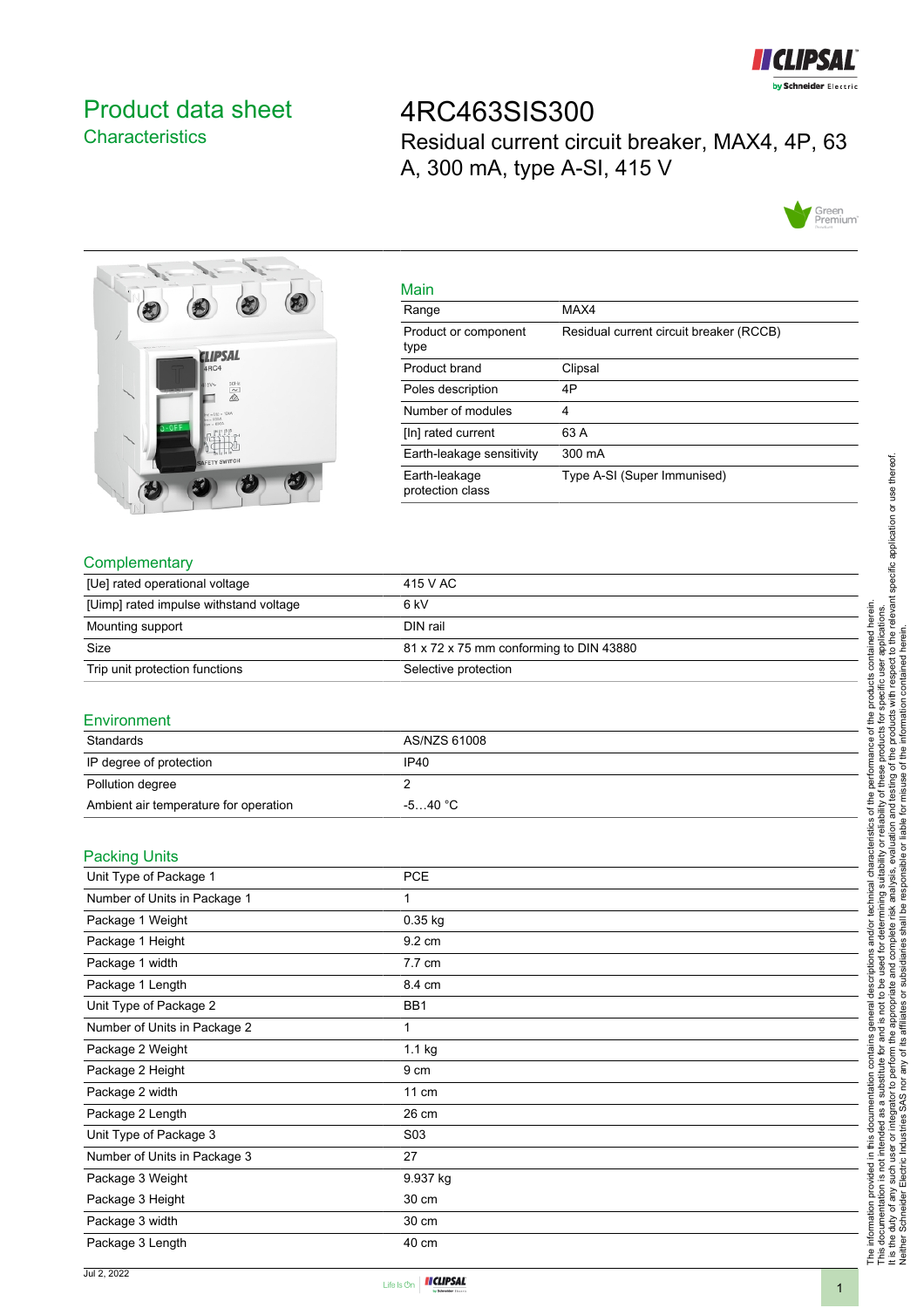# Product data sheet
## Characteristics

# 4RC463SIS300

Residual current circuit breaker, MAX4, 4P, 63 A, 300 mA, type A-SI, 415 V

## Main

| | |
|---|---|
| Range | MAX4 |
| Product or component type | Residual current circuit breaker (RCCB) |
| Product brand | Clipsal |
| Poles description | 4P |
| Number of modules | 4 |
| [In] rated current | 63 A |
| Earth-leakage sensitivity | 300 mA |
| Earth-leakage protection class | Type A-SI (Super Immunised) |

## Complementary

| | |
|---|---|
| [Ue] rated operational voltage | 415 V AC |
| [Uimp] rated impulse withstand voltage | 6 kV |
| Mounting support | DIN rail |
| Size | 81 x 72 x 75 mm conforming to DIN 43880 |
| Trip unit protection functions | Selective protection |

## Environment

| | |
|---|---|
| Standards | AS/NZS 61008 |
| IP degree of protection | IP40 |
| Pollution degree | 2 |
| Ambient air temperature for operation | -5…40 °C |

## Packing Units

| | |
|---|---|
| Unit Type of Package 1 | PCE |
| Number of Units in Package 1 | 1 |
| Package 1 Weight | 0.35 kg |
| Package 1 Height | 9.2 cm |
| Package 1 width | 7.7 cm |
| Package 1 Length | 8.4 cm |
| Unit Type of Package 2 | BB1 |
| Number of Units in Package 2 | 1 |
| Package 2 Weight | 1.1 kg |
| Package 2 Height | 9 cm |
| Package 2 width | 11 cm |
| Package 2 Length | 26 cm |
| Unit Type of Package 3 | S03 |
| Number of Units in Package 3 | 27 |
| Package 3 Weight | 9.937 kg |
| Package 3 Height | 30 cm |
| Package 3 width | 30 cm |
| Package 3 Length | 40 cm |

The information provided in this documentation contains general descriptions and/or technical characteristics of the performance of the products contained herein.
This documentation is not intended as a substitute for and is not to be used for determining suitability or reliability of these products for specific user applications.
It is the duty of any such user or integrator to perform the appropriate and complete risk analysis, evaluation and testing of the products with respect to the relevant specific application or use thereof.
Neither Schneider Electric Industries SAS nor any of its affiliates or subsidiaries shall be responsible or liable for misuse of the information contained herein.

Jul 2, 2022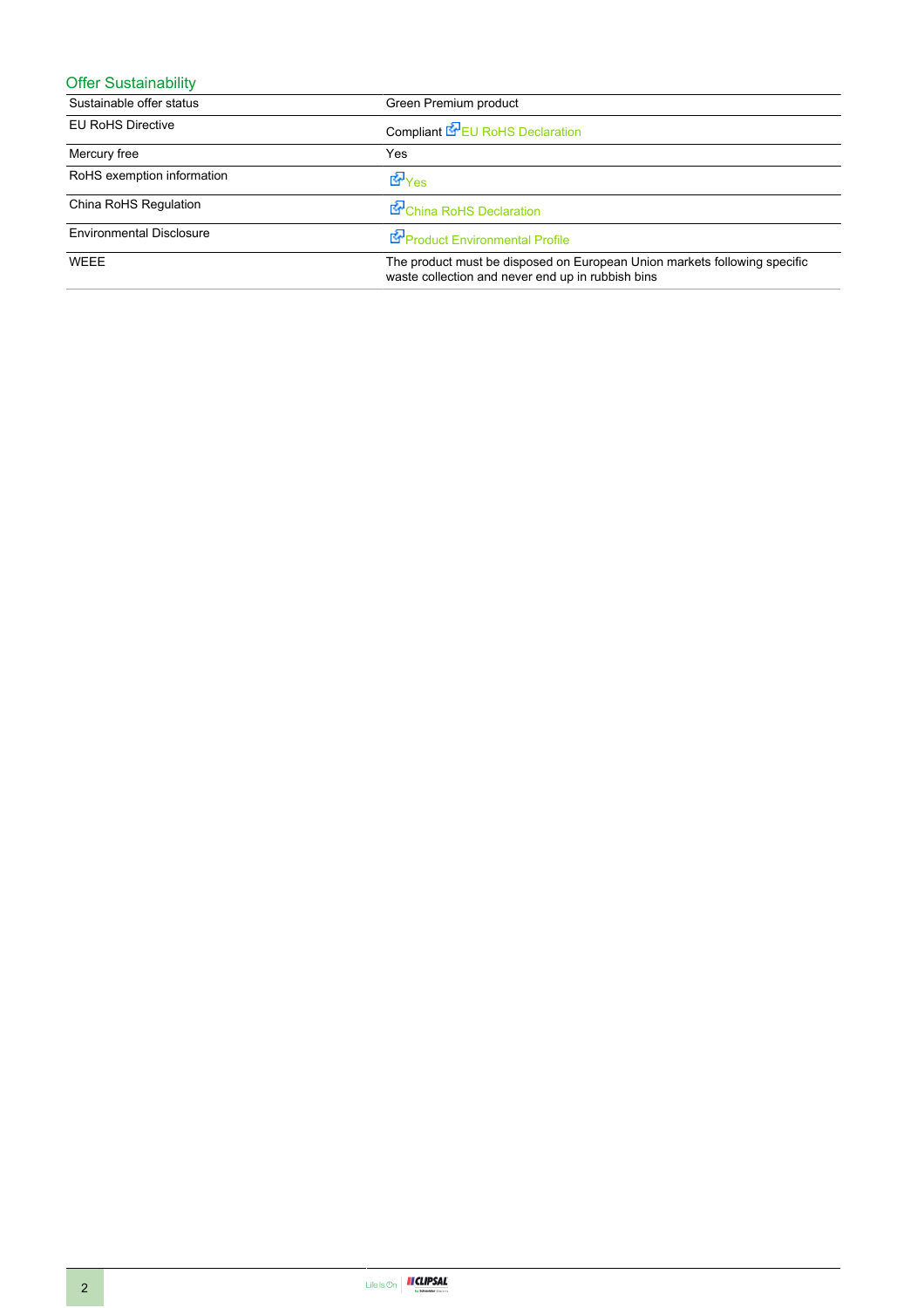## Offer Sustainability

| | |
|---|---|
| Sustainable offer status | Green Premium product |
| EU RoHS Directive | Compliant EU RoHS Declaration |
| Mercury free | Yes |
| RoHS exemption information | Yes |
| China RoHS Regulation | China RoHS Declaration |
| Environmental Disclosure | Product Environmental Profile |
| WEEE | The product must be disposed on European Union markets following specific waste collection and never end up in rubbish bins |